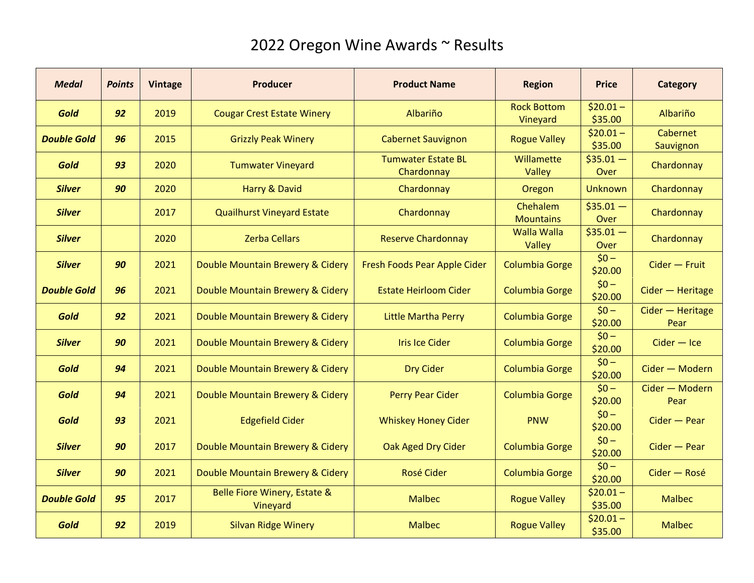# 2022 Oregon Wine Awards ~ Results

| *Medal* | *Points* | Vintage | Producer | Product Name | Region | Price | Category |
|---|---|---|---|---|---|---|---|
| ***Gold*** | ***92*** | 2019 | Cougar Crest Estate Winery | Albariño | Rock Bottom Vineyard | $20.01 – $35.00 | Albariño |
| ***Double Gold*** | ***96*** | 2015 | Grizzly Peak Winery | Cabernet Sauvignon | Rogue Valley | $20.01 – $35.00 | Cabernet Sauvignon |
| ***Gold*** | ***93*** | 2020 | Tumwater Vineyard | Tumwater Estate BL Chardonnay | Willamette Valley | $35.01 — Over | Chardonnay |
| ***Silver*** | ***90*** | 2020 | Harry & David | Chardonnay | Oregon | Unknown | Chardonnay |
| ***Silver*** | | 2017 | Quailhurst Vineyard Estate | Chardonnay | Chehalem Mountains | $35.01 — Over | Chardonnay |
| ***Silver*** | | 2020 | Zerba Cellars | Reserve Chardonnay | Walla Walla Valley | $35.01 — Over | Chardonnay |
| ***Silver*** | ***90*** | 2021 | Double Mountain Brewery & Cidery | Fresh Foods Pear Apple Cider | Columbia Gorge | $0 – $20.00 | Cider — Fruit |
| ***Double Gold*** | ***96*** | 2021 | Double Mountain Brewery & Cidery | Estate Heirloom Cider | Columbia Gorge | $0 – $20.00 | Cider — Heritage |
| ***Gold*** | ***92*** | 2021 | Double Mountain Brewery & Cidery | Little Martha Perry | Columbia Gorge | $0 – $20.00 | Cider — Heritage Pear |
| ***Silver*** | ***90*** | 2021 | Double Mountain Brewery & Cidery | Iris Ice Cider | Columbia Gorge | $0 – $20.00 | Cider — Ice |
| ***Gold*** | ***94*** | 2021 | Double Mountain Brewery & Cidery | Dry Cider | Columbia Gorge | $0 – $20.00 | Cider — Modern |
| ***Gold*** | ***94*** | 2021 | Double Mountain Brewery & Cidery | Perry Pear Cider | Columbia Gorge | $0 – $20.00 | Cider — Modern Pear |
| ***Gold*** | ***93*** | 2021 | Edgefield Cider | Whiskey Honey Cider | PNW | $0 – $20.00 | Cider — Pear |
| ***Silver*** | ***90*** | 2017 | Double Mountain Brewery & Cidery | Oak Aged Dry Cider | Columbia Gorge | $0 – $20.00 | Cider — Pear |
| ***Silver*** | ***90*** | 2021 | Double Mountain Brewery & Cidery | Rosé Cider | Columbia Gorge | $0 – $20.00 | Cider — Rosé |
| ***Double Gold*** | ***95*** | 2017 | Belle Fiore Winery, Estate & Vineyard | Malbec | Rogue Valley | $20.01 – $35.00 | Malbec |
| ***Gold*** | ***92*** | 2019 | Silvan Ridge Winery | Malbec | Rogue Valley | $20.01 – $35.00 | Malbec |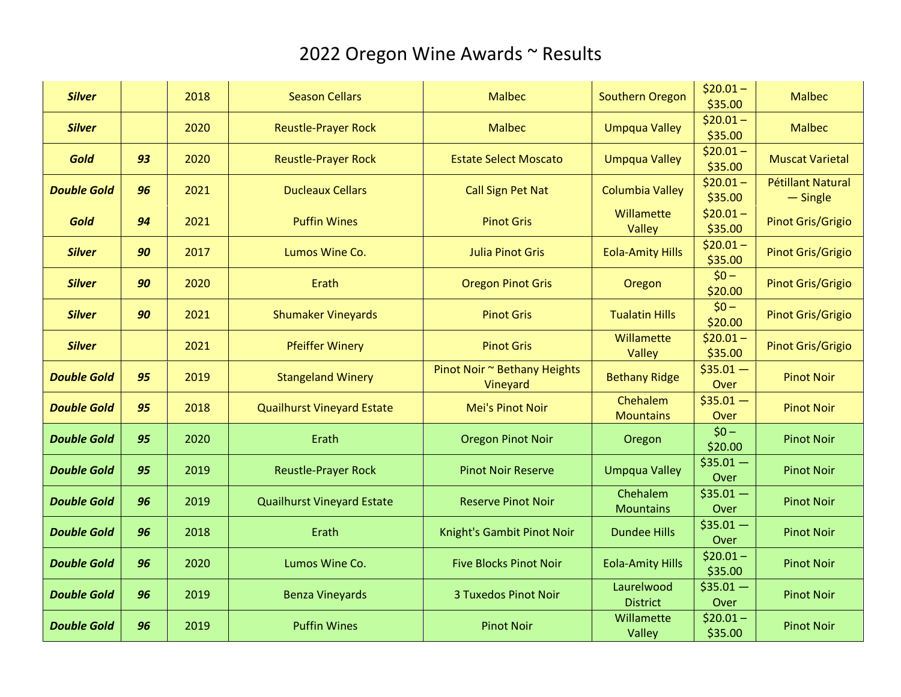# 2022 Oregon Wine Awards ~ Results

| | | | | | | | |
|---|---|---|---|---|---|---|---|
| ***Silver*** | | 2018 | Season Cellars | Malbec | Southern Oregon | $20.01 – $35.00 | Malbec |
| ***Silver*** | | 2020 | Reustle-Prayer Rock | Malbec | Umpqua Valley | $20.01 – $35.00 | Malbec |
| ***Gold*** | ***93*** | 2020 | Reustle-Prayer Rock | Estate Select Moscato | Umpqua Valley | $20.01 – $35.00 | Muscat Varietal |
| ***Double Gold*** | ***96*** | 2021 | Ducleaux Cellars | Call Sign Pet Nat | Columbia Valley | $20.01 – $35.00 | Pétillant Natural — Single |
| ***Gold*** | ***94*** | 2021 | Puffin Wines | Pinot Gris | Willamette Valley | $20.01 – $35.00 | Pinot Gris/Grigio |
| ***Silver*** | ***90*** | 2017 | Lumos Wine Co. | Julia Pinot Gris | Eola-Amity Hills | $20.01 – $35.00 | Pinot Gris/Grigio |
| ***Silver*** | ***90*** | 2020 | Erath | Oregon Pinot Gris | Oregon | $0 – $20.00 | Pinot Gris/Grigio |
| ***Silver*** | ***90*** | 2021 | Shumaker Vineyards | Pinot Gris | Tualatin Hills | $0 – $20.00 | Pinot Gris/Grigio |
| ***Silver*** | | 2021 | Pfeiffer Winery | Pinot Gris | Willamette Valley | $20.01 – $35.00 | Pinot Gris/Grigio |
| ***Double Gold*** | ***95*** | 2019 | Stangeland Winery | Pinot Noir ~ Bethany Heights Vineyard | Bethany Ridge | $35.01 — Over | Pinot Noir |
| ***Double Gold*** | ***95*** | 2018 | Quailhurst Vineyard Estate | Mei's Pinot Noir | Chehalem Mountains | $35.01 — Over | Pinot Noir |
| ***Double Gold*** | ***95*** | 2020 | Erath | Oregon Pinot Noir | Oregon | $0 – $20.00 | Pinot Noir |
| ***Double Gold*** | ***95*** | 2019 | Reustle-Prayer Rock | Pinot Noir Reserve | Umpqua Valley | $35.01 — Over | Pinot Noir |
| ***Double Gold*** | ***96*** | 2019 | Quailhurst Vineyard Estate | Reserve Pinot Noir | Chehalem Mountains | $35.01 — Over | Pinot Noir |
| ***Double Gold*** | ***96*** | 2018 | Erath | Knight's Gambit Pinot Noir | Dundee Hills | $35.01 — Over | Pinot Noir |
| ***Double Gold*** | ***96*** | 2020 | Lumos Wine Co. | Five Blocks Pinot Noir | Eola-Amity Hills | $20.01 – $35.00 | Pinot Noir |
| ***Double Gold*** | ***96*** | 2019 | Benza Vineyards | 3 Tuxedos Pinot Noir | Laurelwood District | $35.01 — Over | Pinot Noir |
| ***Double Gold*** | ***96*** | 2019 | Puffin Wines | Pinot Noir | Willamette Valley | $20.01 – $35.00 | Pinot Noir |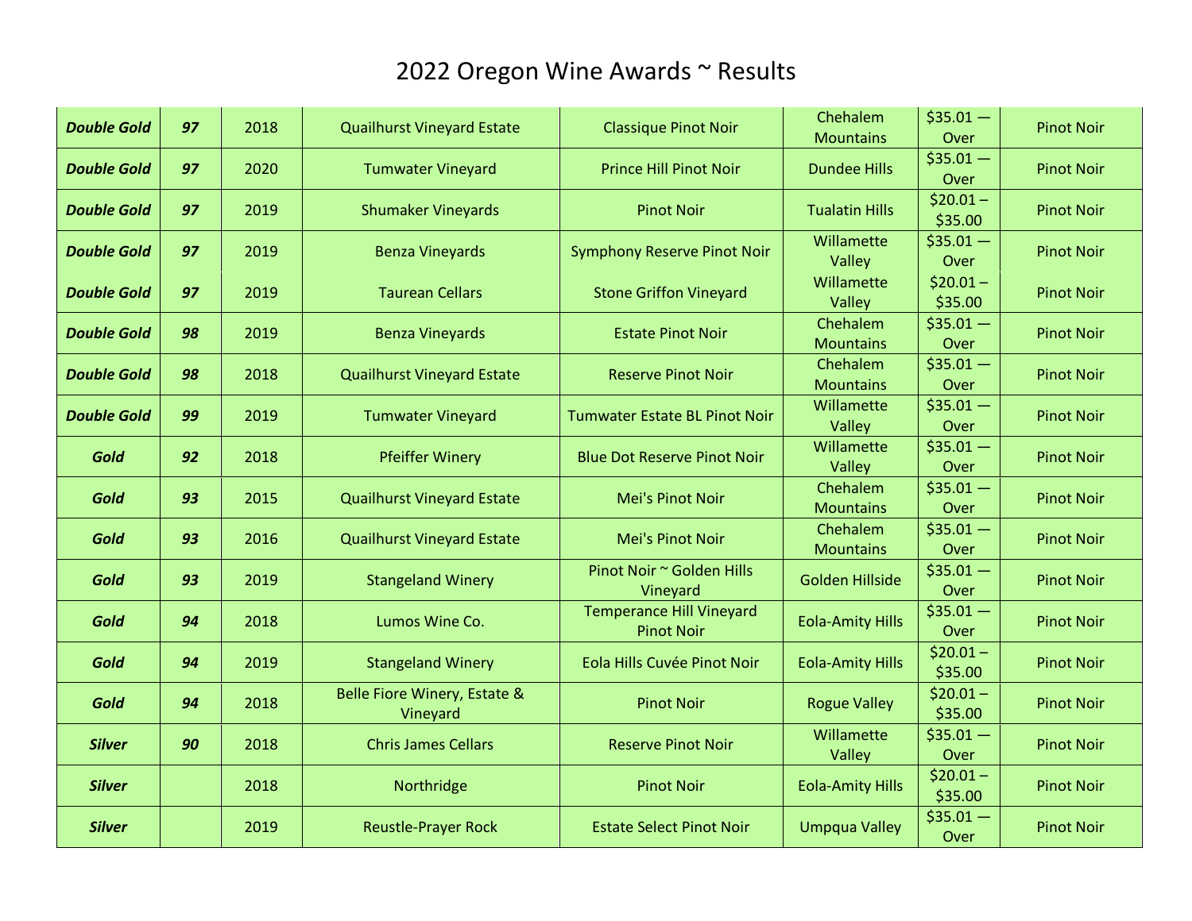# 2022 Oregon Wine Awards ~ Results

| | | | | | | | |
|---|---|---|---|---|---|---|---|
| ***Double Gold*** | ***97*** | 2018 | Qualhurst Vineyard Estate | Classique Pinot Noir | Chehalem Mountains | $35.01 — Over | Pinot Noir |
| ***Double Gold*** | ***97*** | 2020 | Tumwater Vineyard | Prince Hill Pinot Noir | Dundee Hills | $35.01 — Over | Pinot Noir |
| ***Double Gold*** | ***97*** | 2019 | Shumaker Vineyards | Pinot Noir | Tualatin Hills | $20.01 – $35.00 | Pinot Noir |
| ***Double Gold*** | ***97*** | 2019 | Benza Vineyards | Symphony Reserve Pinot Noir | Willamette Valley | $35.01 — Over | Pinot Noir |
| ***Double Gold*** | ***97*** | 2019 | Taurean Cellars | Stone Griffon Vineyard | Willamette Valley | $20.01 – $35.00 | Pinot Noir |
| ***Double Gold*** | ***98*** | 2019 | Benza Vineyards | Estate Pinot Noir | Chehalem Mountains | $35.01 — Over | Pinot Noir |
| ***Double Gold*** | ***98*** | 2018 | Qualhurst Vineyard Estate | Reserve Pinot Noir | Chehalem Mountains | $35.01 — Over | Pinot Noir |
| ***Double Gold*** | ***99*** | 2019 | Tumwater Vineyard | Tumwater Estate BL Pinot Noir | Willamette Valley | $35.01 — Over | Pinot Noir |
| ***Gold*** | ***92*** | 2018 | Pfeiffer Winery | Blue Dot Reserve Pinot Noir | Willamette Valley | $35.01 — Over | Pinot Noir |
| ***Gold*** | ***93*** | 2015 | Qualhurst Vineyard Estate | Mei's Pinot Noir | Chehalem Mountains | $35.01 — Over | Pinot Noir |
| ***Gold*** | ***93*** | 2016 | Qualhurst Vineyard Estate | Mei's Pinot Noir | Chehalem Mountains | $35.01 — Over | Pinot Noir |
| ***Gold*** | ***93*** | 2019 | Stangeland Winery | Pinot Noir ~ Golden Hills Vineyard | Golden Hillside | $35.01 — Over | Pinot Noir |
| ***Gold*** | ***94*** | 2018 | Lumos Wine Co. | Temperance Hill Vineyard Pinot Noir | Eola-Amity Hills | $35.01 — Over | Pinot Noir |
| ***Gold*** | ***94*** | 2019 | Stangeland Winery | Eola Hills Cuvée Pinot Noir | Eola-Amity Hills | $20.01 – $35.00 | Pinot Noir |
| ***Gold*** | ***94*** | 2018 | Belle Fiore Winery, Estate & Vineyard | Pinot Noir | Rogue Valley | $20.01 – $35.00 | Pinot Noir |
| ***Silver*** | ***90*** | 2018 | Chris James Cellars | Reserve Pinot Noir | Willamette Valley | $35.01 — Over | Pinot Noir |
| ***Silver*** | | 2018 | Northridge | Pinot Noir | Eola-Amity Hills | $20.01 – $35.00 | Pinot Noir |
| ***Silver*** | | 2019 | Reustle-Prayer Rock | Estate Select Pinot Noir | Umpqua Valley | $35.01 — Over | Pinot Noir |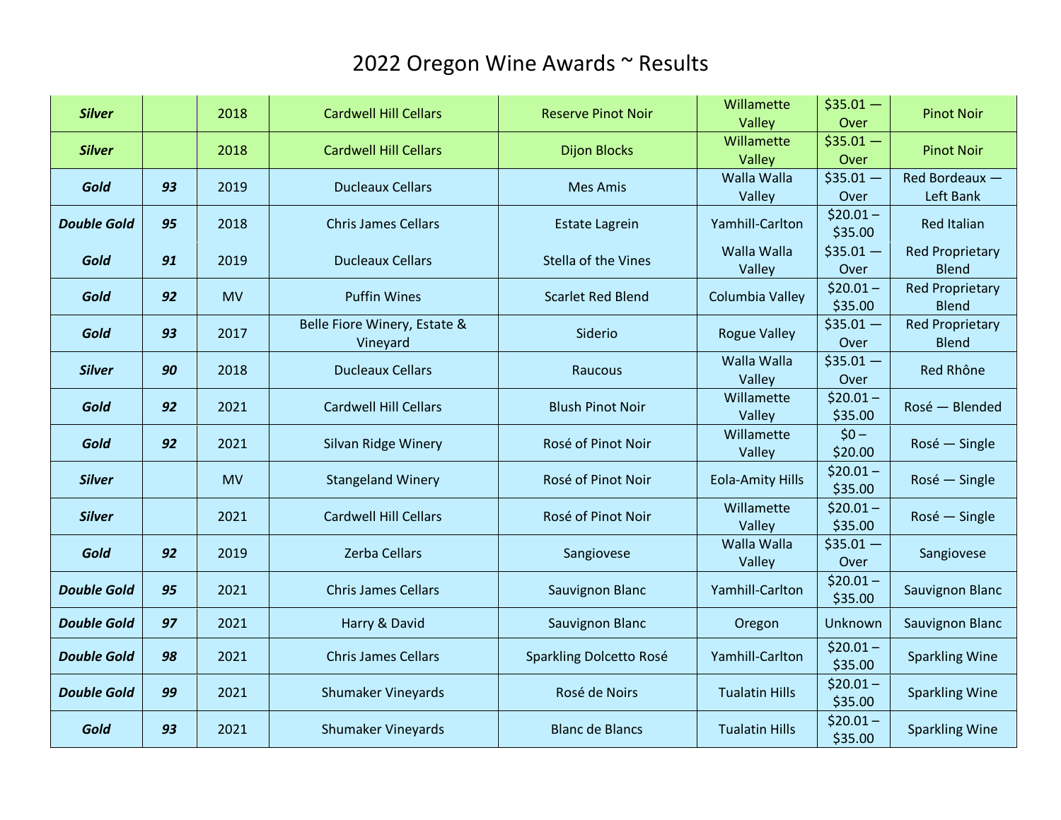# 2022 Oregon Wine Awards ~ Results

| | | | | | | | |
|---|---|---|---|---|---|---|---|
| ***Silver*** | | 2018 | Cardwell Hill Cellars | Reserve Pinot Noir | Willamette Valley | $35.01 — Over | Pinot Noir |
| ***Silver*** | | 2018 | Cardwell Hill Cellars | Dijon Blocks | Willamette Valley | $35.01 — Over | Pinot Noir |
| ***Gold*** | ***93*** | 2019 | Ducleaux Cellars | Mes Amis | Walla Walla Valley | $35.01 — Over | Red Bordeaux — Left Bank |
| ***Double Gold*** | ***95*** | 2018 | Chris James Cellars | Estate Lagrein | Yamhill-Carlton | $20.01 – $35.00 | Red Italian |
| ***Gold*** | ***91*** | 2019 | Ducleaux Cellars | Stella of the Vines | Walla Walla Valley | $35.01 — Over | Red Proprietary Blend |
| ***Gold*** | ***92*** | MV | Puffin Wines | Scarlet Red Blend | Columbia Valley | $20.01 – $35.00 | Red Proprietary Blend |
| ***Gold*** | ***93*** | 2017 | Belle Fiore Winery, Estate & Vineyard | Siderio | Rogue Valley | $35.01 — Over | Red Proprietary Blend |
| ***Silver*** | ***90*** | 2018 | Ducleaux Cellars | Raucous | Walla Walla Valley | $35.01 — Over | Red Rhône |
| ***Gold*** | ***92*** | 2021 | Cardwell Hill Cellars | Blush Pinot Noir | Willamette Valley | $20.01 – $35.00 | Rosé — Blended |
| ***Gold*** | ***92*** | 2021 | Silvan Ridge Winery | Rosé of Pinot Noir | Willamette Valley | $0 – $20.00 | Rosé — Single |
| ***Silver*** | | MV | Stangeland Winery | Rosé of Pinot Noir | Eola-Amity Hills | $20.01 – $35.00 | Rosé — Single |
| ***Silver*** | | 2021 | Cardwell Hill Cellars | Rosé of Pinot Noir | Willamette Valley | $20.01 – $35.00 | Rosé — Single |
| ***Gold*** | ***92*** | 2019 | Zerba Cellars | Sangiovese | Walla Walla Valley | $35.01 — Over | Sangiovese |
| ***Double Gold*** | ***95*** | 2021 | Chris James Cellars | Sauvignon Blanc | Yamhill-Carlton | $20.01 – $35.00 | Sauvignon Blanc |
| ***Double Gold*** | ***97*** | 2021 | Harry & David | Sauvignon Blanc | Oregon | Unknown | Sauvignon Blanc |
| ***Double Gold*** | ***98*** | 2021 | Chris James Cellars | Sparkling Dolcetto Rosé | Yamhill-Carlton | $20.01 – $35.00 | Sparkling Wine |
| ***Double Gold*** | ***99*** | 2021 | Shumaker Vineyards | Rosé de Noirs | Tualatin Hills | $20.01 – $35.00 | Sparkling Wine |
| ***Gold*** | ***93*** | 2021 | Shumaker Vineyards | Blanc de Blancs | Tualatin Hills | $20.01 – $35.00 | Sparkling Wine |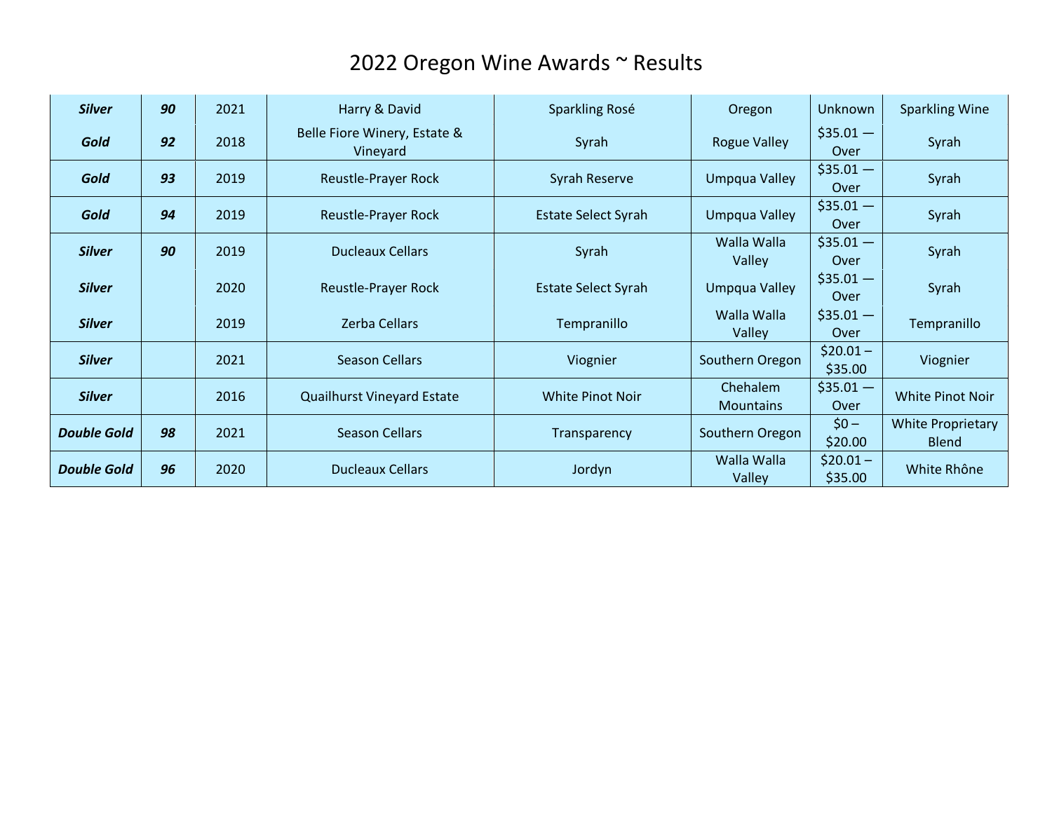# 2022 Oregon Wine Awards ~ Results

| | | | | | | | |
|---|---|---|---|---|---|---|---|
| ***Silver*** | ***90*** | 2021 | Harry & David | Sparkling Rosé | Oregon | Unknown | Sparkling Wine |
| ***Gold*** | ***92*** | 2018 | Belle Fiore Winery, Estate & Vineyard | Syrah | Rogue Valley | $35.01 — Over | Syrah |
| ***Gold*** | ***93*** | 2019 | Reustle-Prayer Rock | Syrah Reserve | Umpqua Valley | $35.01 — Over | Syrah |
| ***Gold*** | ***94*** | 2019 | Reustle-Prayer Rock | Estate Select Syrah | Umpqua Valley | $35.01 — Over | Syrah |
| ***Silver*** | ***90*** | 2019 | Ducleaux Cellars | Syrah | Walla Walla Valley | $35.01 — Over | Syrah |
| ***Silver*** | | 2020 | Reustle-Prayer Rock | Estate Select Syrah | Umpqua Valley | $35.01 — Over | Syrah |
| ***Silver*** | | 2019 | Zerba Cellars | Tempranillo | Walla Walla Valley | $35.01 — Over | Tempranillo |
| ***Silver*** | | 2021 | Season Cellars | Viognier | Southern Oregon | $20.01 – $35.00 | Viognier |
| ***Silver*** | | 2016 | Quailhurst Vineyard Estate | White Pinot Noir | Chehalem Mountains | $35.01 — Over | White Pinot Noir |
| ***Double Gold*** | ***98*** | 2021 | Season Cellars | Transparency | Southern Oregon | $0 – $20.00 | White Proprietary Blend |
| ***Double Gold*** | ***96*** | 2020 | Ducleaux Cellars | Jordyn | Walla Walla Valley | $20.01 – $35.00 | White Rhône |